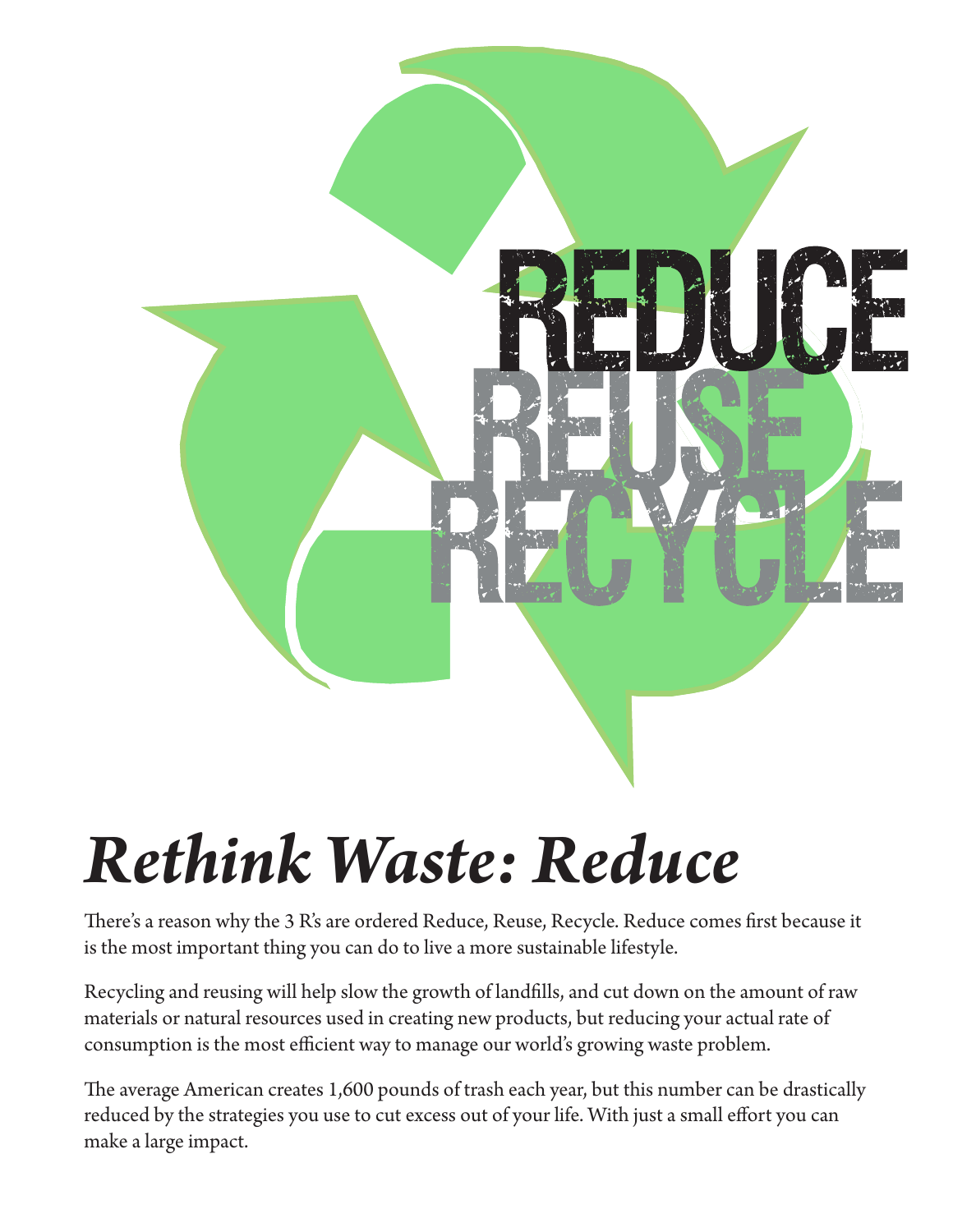REDUCE
REUSE
RECYCLE

# *Rethink Waste: Reduce*

There's a reason why the 3 R's are ordered Reduce, Reuse, Recycle. Reduce comes first because it is the most important thing you can do to live a more sustainable lifestyle.

Recycling and reusing will help slow the growth of landfills, and cut down on the amount of raw materials or natural resources used in creating new products, but reducing your actual rate of consumption is the most efficient way to manage our world's growing waste problem.

The average American creates 1,600 pounds of trash each year, but this number can be drastically reduced by the strategies you use to cut excess out of your life. With just a small effort you can make a large impact.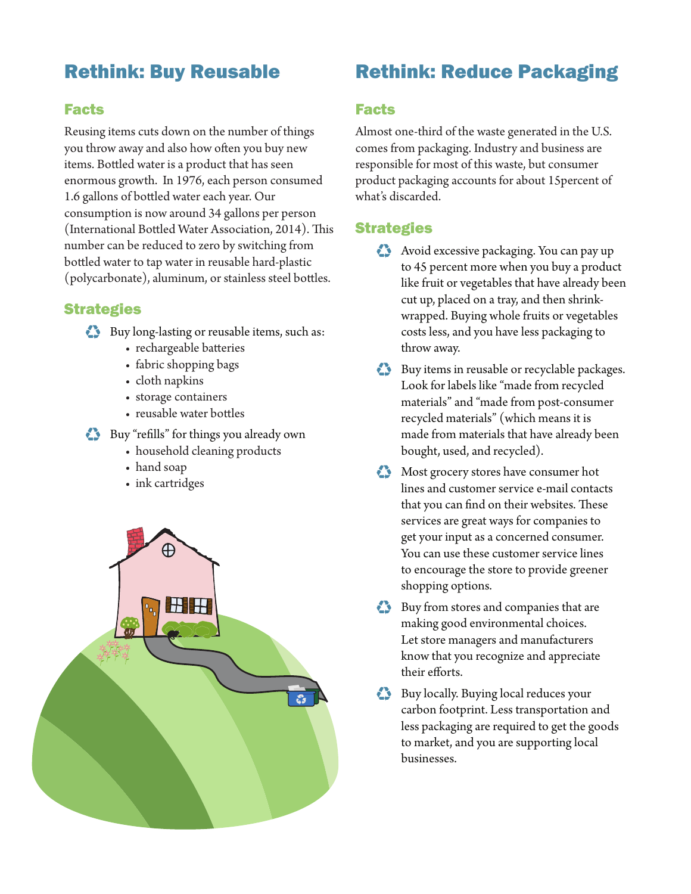## Rethink: Buy Reusable

### Facts

Reusing items cuts down on the number of things you throw away and also how often you buy new items. Bottled water is a product that has seen enormous growth. In 1976, each person consumed 1.6 gallons of bottled water each year. Our consumption is now around 34 gallons per person (International Bottled Water Association, 2014). This number can be reduced to zero by switching from bottled water to tap water in reusable hard-plastic (polycarbonate), aluminum, or stainless steel bottles.

### Strategies

- Buy long-lasting or reusable items, such as:
  - rechargeable batteries
  - fabric shopping bags
  - cloth napkins
  - storage containers
  - reusable water bottles
- Buy "refills" for things you already own
  - household cleaning products
  - hand soap
  - ink cartridges

## Rethink: Reduce Packaging

### Facts

Almost one-third of the waste generated in the U.S. comes from packaging. Industry and business are responsible for most of this waste, but consumer product packaging accounts for about 15percent of what's discarded.

### Strategies

- Avoid excessive packaging. You can pay up to 45 percent more when you buy a product like fruit or vegetables that have already been cut up, placed on a tray, and then shrink-wrapped. Buying whole fruits or vegetables costs less, and you have less packaging to throw away.
- Buy items in reusable or recyclable packages. Look for labels like "made from recycled materials" and "made from post-consumer recycled materials" (which means it is made from materials that have already been bought, used, and recycled).
- Most grocery stores have consumer hot lines and customer service e-mail contacts that you can find on their websites. These services are great ways for companies to get your input as a concerned consumer. You can use these customer service lines to encourage the store to provide greener shopping options.
- Buy from stores and companies that are making good environmental choices. Let store managers and manufacturers know that you recognize and appreciate their efforts.
- Buy locally. Buying local reduces your carbon footprint. Less transportation and less packaging are required to get the goods to market, and you are supporting local businesses.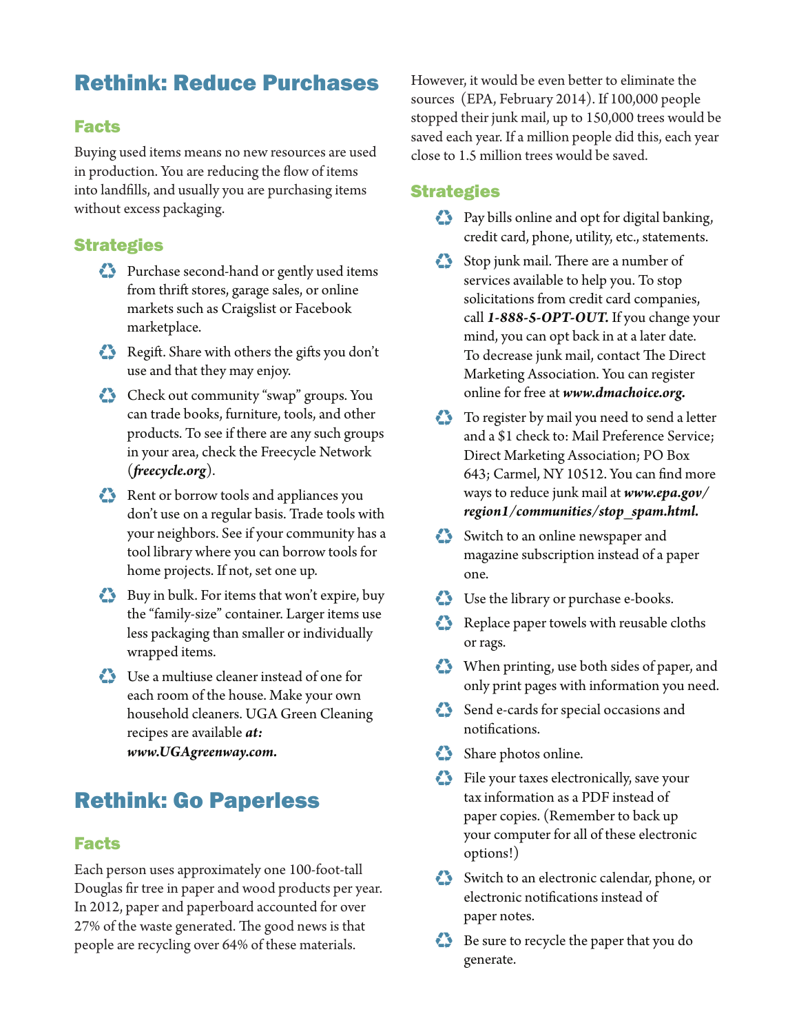## Rethink: Reduce Purchases

### Facts

Buying used items means no new resources are used in production. You are reducing the flow of items into landfills, and usually you are purchasing items without excess packaging.

### Strategies

- Purchase second-hand or gently used items from thrift stores, garage sales, or online markets such as Craigslist or Facebook marketplace.
- Regift. Share with others the gifts you don't use and that they may enjoy.
- Check out community "swap" groups. You can trade books, furniture, tools, and other products. To see if there are any such groups in your area, check the Freecycle Network (***freecycle.org***).
- Rent or borrow tools and appliances you don't use on a regular basis. Trade tools with your neighbors. See if your community has a tool library where you can borrow tools for home projects. If not, set one up.
- Buy in bulk. For items that won't expire, buy the "family-size" container. Larger items use less packaging than smaller or individually wrapped items.
- Use a multiuse cleaner instead of one for each room of the house. Make your own household cleaners. UGA Green Cleaning recipes are available ***at: www.UGAgreenway.com.***

## Rethink: Go Paperless

### Facts

Each person uses approximately one 100-foot-tall Douglas fir tree in paper and wood products per year. In 2012, paper and paperboard accounted for over 27% of the waste generated. The good news is that people are recycling over 64% of these materials. However, it would be even better to eliminate the sources (EPA, February 2014). If 100,000 people stopped their junk mail, up to 150,000 trees would be saved each year. If a million people did this, each year close to 1.5 million trees would be saved.

### Strategies

- Pay bills online and opt for digital banking, credit card, phone, utility, etc., statements.
- Stop junk mail. There are a number of services available to help you. To stop solicitations from credit card companies, call ***1-888-5-OPT-OUT.*** If you change your mind, you can opt back in at a later date. To decrease junk mail, contact The Direct Marketing Association. You can register online for free at ***www.dmachoice.org.***
- To register by mail you need to send a letter and a $1 check to: Mail Preference Service; Direct Marketing Association; PO Box 643; Carmel, NY 10512. You can find more ways to reduce junk mail at ***www.epa.gov/region1/communities/stop_spam.html.***
- Switch to an online newspaper and magazine subscription instead of a paper one.
- Use the library or purchase e-books.
- Replace paper towels with reusable cloths or rags.
- When printing, use both sides of paper, and only print pages with information you need.
- Send e-cards for special occasions and notifications.
- Share photos online.
- File your taxes electronically, save your tax information as a PDF instead of paper copies. (Remember to back up your computer for all of these electronic options!)
- Switch to an electronic calendar, phone, or electronic notifications instead of paper notes.
- Be sure to recycle the paper that you do generate.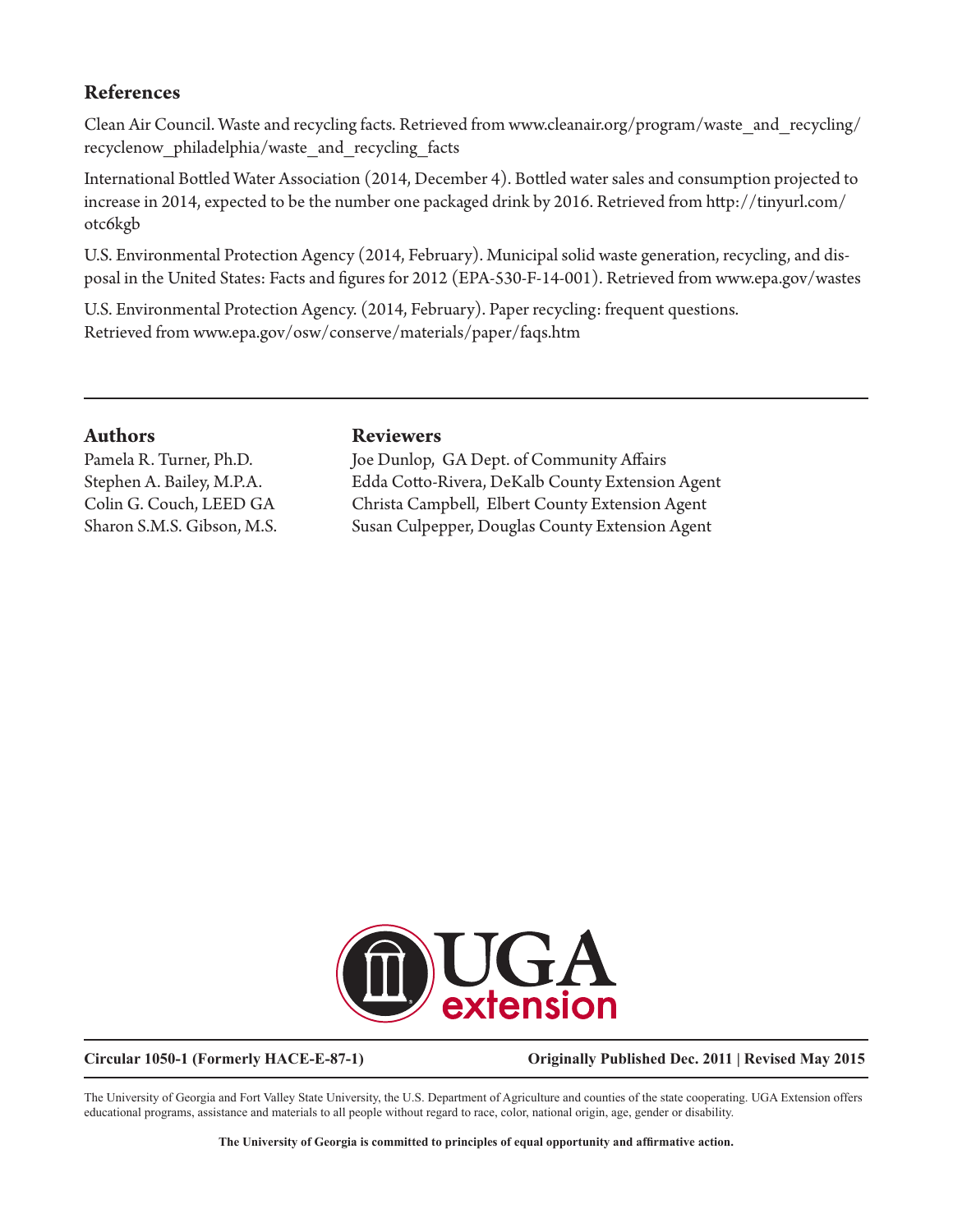## References

Clean Air Council. Waste and recycling facts. Retrieved from www.cleanair.org/program/waste_and_recycling/recyclenow_philadelphia/waste_and_recycling_facts

International Bottled Water Association (2014, December 4). Bottled water sales and consumption projected to increase in 2014, expected to be the number one packaged drink by 2016. Retrieved from http://tinyurl.com/otc6kgb

U.S. Environmental Protection Agency (2014, February). Municipal solid waste generation, recycling, and disposal in the United States: Facts and figures for 2012 (EPA-530-F-14-001). Retrieved from www.epa.gov/wastes

U.S. Environmental Protection Agency. (2014, February). Paper recycling: frequent questions. Retrieved from www.epa.gov/osw/conserve/materials/paper/faqs.htm

---

## Authors

Pamela R. Turner, Ph.D.
Stephen A. Bailey, M.P.A.
Colin G. Couch, LEED GA
Sharon S.M.S. Gibson, M.S.

## Reviewers

Joe Dunlop, GA Dept. of Community Affairs
Edda Cotto-Rivera, DeKalb County Extension Agent
Christa Campbell, Elbert County Extension Agent
Susan Culpepper, Douglas County Extension Agent

UGA extension

**Circular 1050-1 (Formerly HACE-E-87-1)** **Originally Published Dec. 2011 | Revised May 2015**

The University of Georgia and Fort Valley State University, the U.S. Department of Agriculture and counties of the state cooperating. UGA Extension offers educational programs, assistance and materials to all people without regard to race, color, national origin, age, gender or disability.

**The University of Georgia is committed to principles of equal opportunity and affirmative action.**